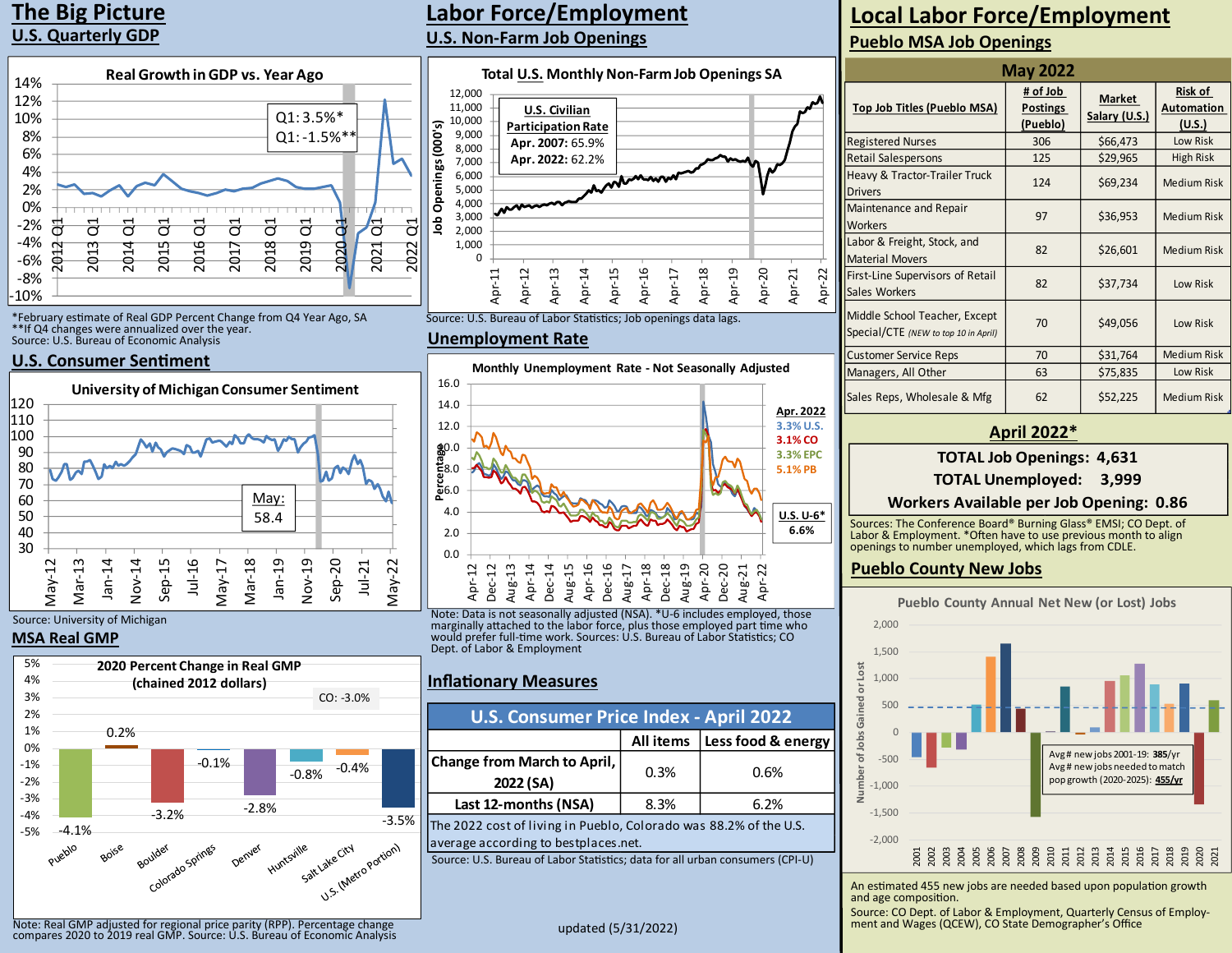# The Big Picture

## U.S. Quarterly GDP

**Real Growth in GDP vs. Year Ago**

Q1: 3.5%*
Q1: -1.5%**

*February estimate of Real GDP Percent Change from Q4 Year Ago, SA
**If Q4 changes were annualized over the year.
Source: U.S. Bureau of Economic Analysis

## U.S. Consumer Sentiment

**University of Michigan Consumer Sentiment**

May: 58.4

Source: University of Michigan

## MSA Real GMP

**2020 Percent Change in Real GMP (chained 2012 dollars)**

CO: -3.0%

| Pueblo | Boise | Boulder | Colorado Springs | Denver | Huntsville | Salt Lake City | U.S. (Metro Portion) |
|---|---|---|---|---|---|---|---|
| -4.1% | 0.2% | -3.2% | -0.1% | -2.8% | -0.8% | -0.4% | -3.5% |

Note: Real GMP adjusted for regional price parity (RPP). Percentage change compares 2020 to 2019 real GMP. Source: U.S. Bureau of Economic Analysis

# Labor Force/Employment

## U.S. Non-Farm Job Openings

**Total U.S. Monthly Non-Farm Job Openings SA**

**U.S. Civilian Participation Rate**
**Apr. 2007:** 65.9%
**Apr. 2022:** 62.2%

Source: U.S. Bureau of Labor Statistics; Job openings data lags.

## Unemployment Rate

**Monthly Unemployment Rate - Not Seasonally Adjusted**

**Apr. 2022**
3.3% U.S.
3.1% CO
3.3% EPC
5.1% PB

**U.S. U-6*** 6.6%

Note: Data is not seasonally adjusted (NSA). *U-6 includes employed, those marginally attached to the labor force, plus those employed part time who would prefer full-time work. Sources: U.S. Bureau of Labor Statistics; CO Dept. of Labor & Employment

## Inflationary Measures

| U.S. Consumer Price Index - April 2022 | All items | Less food & energy |
|---|---|---|
| Change from March to April, 2022 (SA) | 0.3% | 0.6% |
| Last 12-months (NSA) | 8.3% | 6.2% |

The 2022 cost of living in Pueblo, Colorado was 88.2% of the U.S. average according to bestplaces.net.

Source: U.S. Bureau of Labor Statistics; data for all urban consumers (CPI-U)

updated (5/31/2022)

# Local Labor Force/Employment

## Pueblo MSA Job Openings

**May 2022**

| Top Job Titles (Pueblo MSA) | # of Job Postings (Pueblo) | Market Salary (U.S.) | Risk of Automation (U.S.) |
|---|---|---|---|
| Registered Nurses | 306 | $66,473 | Low Risk |
| Retail Salespersons | 125 | $29,965 | High Risk |
| Heavy & Tractor-Trailer Truck Drivers | 124 | $69,234 | Medium Risk |
| Maintenance and Repair Workers | 97 | $36,953 | Medium Risk |
| Labor & Freight, Stock, and Material Movers | 82 | $26,601 | Medium Risk |
| First-Line Supervisors of Retail Sales Workers | 82 | $37,734 | Low Risk |
| Middle School Teacher, Except Special/CTE *(NEW to top 10 in April)* | 70 | $49,056 | Low Risk |
| Customer Service Reps | 70 | $31,764 | Medium Risk |
| Managers, All Other | 63 | $75,835 | Low Risk |
| Sales Reps, Wholesale & Mfg | 62 | $52,225 | Medium Risk |

**April 2022***

**TOTAL Job Openings: 4,631**
**TOTAL Unemployed: 3,999**
**Workers Available per Job Opening: 0.86**

Sources: The Conference Board® Burning Glass® EMSI; CO Dept. of Labor & Employment. *Often have to use previous month to align openings to number unemployed, which lags from CDLE.

## Pueblo County New Jobs

**Pueblo County Annual Net New (or Lost) Jobs**

Avg # new jobs 2001-19: **385**/yr
Avg # new jobs needed to match pop growth (2020-2025): **455/yr**

An estimated 455 new jobs are needed based upon population growth and age composition.

Source: CO Dept. of Labor & Employment, Quarterly Census of Employment and Wages (QCEW), CO State Demographer's Office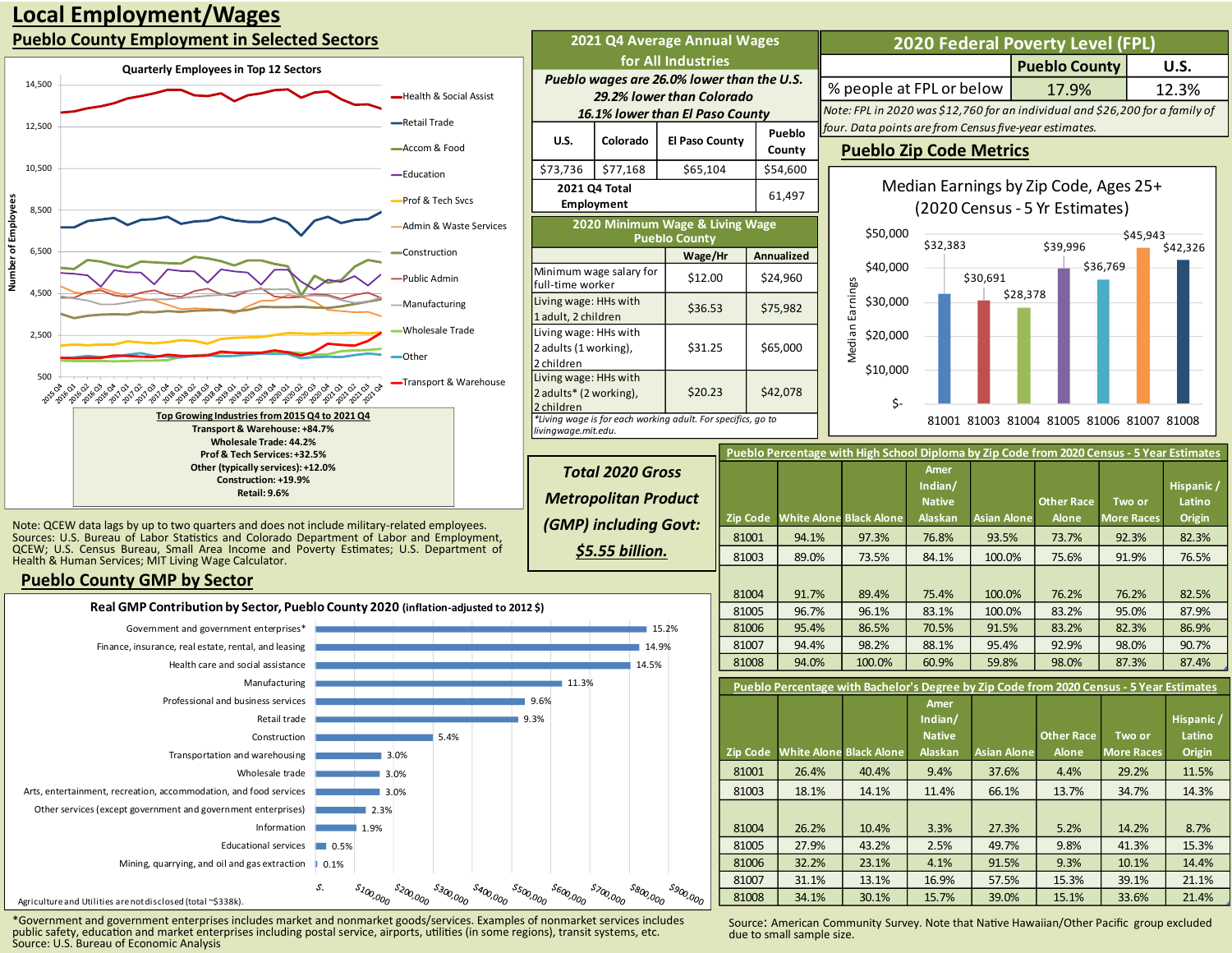# Local Employment/Wages

## Pueblo County Employment in Selected Sectors

**Quarterly Employees in Top 12 Sectors**

Legend: Health & Social Assist, Retail Trade, Accom & Food, Education, Prof & Tech Svcs, Admin & Waste Services, Construction, Public Admin, Manufacturing, Wholesale Trade, Other, Transport & Warehouse

**Top Growing Industries from 2015 Q4 to 2021 Q4**
- Transport & Warehouse: +84.7%
- Wholesale Trade: 44.2%
- Prof & Tech Services: +32.5%
- Other (typically services): +12.0%
- Construction: +19.9%
- Retail: 9.6%

Note: QCEW data lags by up to two quarters and does not include military-related employees. Sources: U.S. Bureau of Labor Statistics and Colorado Department of Labor and Employment, QCEW; U.S. Census Bureau, Small Area Income and Poverty Estimates; U.S. Department of Health & Human Services; MIT Living Wage Calculator.

## 2021 Q4 Average Annual Wages for All Industries

*Pueblo wages are 26.0% lower than the U.S. 29.2% lower than Colorado 16.1% lower than El Paso County*

| U.S. | Colorado | El Paso County | Pueblo County |
|---|---|---|---|
| $73,736 | $77,168 | $65,104 | $54,600 |
| 2021 Q4 Total Employment | | | 61,497 |

## 2020 Federal Poverty Level (FPL)

| | Pueblo County | U.S. |
|---|---|---|
| % people at FPL or below | 17.9% | 12.3% |

*Note: FPL in 2020 was $12,760 for an individual and $26,200 for a family of four. Data points are from Census five-year estimates.*

## 2020 Minimum Wage & Living Wage Pueblo County

| | Wage/Hr | Annualized |
|---|---|---|
| Minimum wage salary for full-time worker | $12.00 | $24,960 |
| Living wage: HHs with 1 adult, 2 children | $36.53 | $75,982 |
| Living wage: HHs with 2 adults (1 working), 2 children | $31.25 | $65,000 |
| Living wage: HHs with 2 adults* (2 working), 2 children | $20.23 | $42,078 |

*Living wage is for each working adult. For specifics, go to livingwage.mit.edu.

## Pueblo Zip Code Metrics

**Median Earnings by Zip Code, Ages 25+ (2020 Census - 5 Yr Estimates)**

| Zip Code | Median Earnings |
|---|---|
| 81001 | $32,383 |
| 81003 | $30,691 |
| 81004 | $28,378 |
| 81005 | $39,996 |
| 81006 | $36,769 |
| 81007 | $45,943 |
| 81008 | $42,326 |

**Total 2020 Gross Metropolitan Product (GMP) including Govt: $5.55 billion.**

### Pueblo Percentage with High School Diploma by Zip Code from 2020 Census - 5 Year Estimates

| Zip Code | White Alone | Black Alone | Amer Indian/ Native Alaskan | Asian Alone | Other Race Alone | Two or More Races | Hispanic / Latino Origin |
|---|---|---|---|---|---|---|---|
| 81001 | 94.1% | 97.3% | 76.8% | 93.5% | 73.7% | 92.3% | 82.3% |
| 81003 | 89.0% | 73.5% | 84.1% | 100.0% | 75.6% | 91.9% | 76.5% |
| 81004 | 91.7% | 89.4% | 75.4% | 100.0% | 76.2% | 76.2% | 82.5% |
| 81005 | 96.7% | 96.1% | 83.1% | 100.0% | 83.2% | 95.0% | 87.9% |
| 81006 | 95.4% | 86.5% | 70.5% | 91.5% | 83.2% | 82.3% | 86.9% |
| 81007 | 94.4% | 98.2% | 88.1% | 95.4% | 92.9% | 98.0% | 90.7% |
| 81008 | 94.0% | 100.0% | 60.9% | 59.8% | 98.0% | 87.3% | 87.4% |

### Pueblo Percentage with Bachelor's Degree by Zip Code from 2020 Census - 5 Year Estimates

| Zip Code | White Alone | Black Alone | Amer Indian/ Native Alaskan | Asian Alone | Other Race Alone | Two or More Races | Hispanic / Latino Origin |
|---|---|---|---|---|---|---|---|
| 81001 | 26.4% | 40.4% | 9.4% | 37.6% | 4.4% | 29.2% | 11.5% |
| 81003 | 18.1% | 14.1% | 11.4% | 66.1% | 13.7% | 34.7% | 14.3% |
| 81004 | 26.2% | 10.4% | 3.3% | 27.3% | 5.2% | 14.2% | 8.7% |
| 81005 | 27.9% | 43.2% | 2.5% | 49.7% | 9.8% | 41.3% | 15.3% |
| 81006 | 32.2% | 23.1% | 4.1% | 91.5% | 9.3% | 10.1% | 14.4% |
| 81007 | 31.1% | 13.1% | 16.9% | 57.5% | 15.3% | 39.1% | 21.1% |
| 81008 | 34.1% | 30.1% | 15.7% | 39.0% | 15.1% | 33.6% | 21.4% |

Source: American Community Survey. Note that Native Hawaiian/Other Pacific group excluded due to small sample size.

## Pueblo County GMP by Sector

**Real GMP Contribution by Sector, Pueblo County 2020 (inflation-adjusted to 2012 $)**

| Sector | Share |
|---|---|
| Government and government enterprises* | 15.2% |
| Finance, insurance, real estate, rental, and leasing | 14.9% |
| Health care and social assistance | 14.5% |
| Manufacturing | 11.3% |
| Professional and business services | 9.6% |
| Retail trade | 9.3% |
| Construction | 5.4% |
| Transportation and warehousing | 3.0% |
| Wholesale trade | 3.0% |
| Arts, entertainment, recreation, accommodation, and food services | 3.0% |
| Other services (except government and government enterprises) | 2.3% |
| Information | 1.9% |
| Educational services | 0.5% |
| Mining, quarrying, and oil and gas extraction | 0.1% |

Agriculture and Utilities are not disclosed (total ~$338k).

*Government and government enterprises includes market and nonmarket goods/services. Examples of nonmarket services includes public safety, education and market enterprises including postal service, airports, utilities (in some regions), transit systems, etc.
Source: U.S. Bureau of Economic Analysis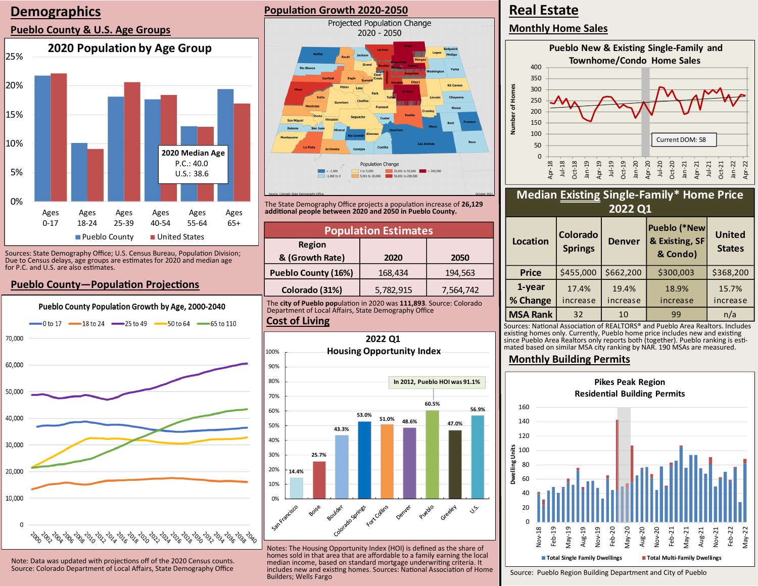# Demographics

## Pueblo County & U.S. Age Groups

**2020 Population by Age Group**

2020 Median Age
P.C.: 40.0
U.S.: 38.6

Sources: State Demography Office; U.S. Census Bureau, Population Division; Due to Census delays, age groups are estimates for 2020 and median age for P.C. and U.S. are also estimates.

## Pueblo County—Population Projections

**Pueblo County Population Growth by Age, 2000-2040**

Note: Data was updated with projections off of the 2020 Census counts. Source: Colorado Department of Local Affairs, State Demography Office

## Population Growth 2020-2050

Projected Population Change 2020 - 2050

The State Demography Office projects a population increase of **26,129 additional people between 2020 and 2050 in Pueblo County.**

| Population Estimates | | |
|---|---|---|
| **Region & (Growth Rate)** | **2020** | **2050** |
| **Pueblo County (16%)** | 168,434 | 194,563 |
| **Colorado (31%)** | 5,782,915 | 7,564,742 |

The **city of Pueblo pop**ulation in 2020 was **111,893**. Source: Colorado Department of Local Affairs, State Demography Office

## Cost of Living

**2022 Q1 Housing Opportunity Index**

In 2012, Pueblo HOI was 91.1%

| San Francisco | Boise | Boulder | Colorado Springs | Fort Collins | Denver | Pueblo | Greeley | U.S. |
|---|---|---|---|---|---|---|---|---|
| 14.4% | 25.7% | 43.3% | 53.0% | 51.0% | 48.6% | 60.5% | 47.0% | 56.9% |

Notes: The Housing Opportunity Index (HOI) is defined as the share of homes sold in that area that are affordable to a family earning the local median income, based on standard mortgage underwriting criteria. It includes new and existing homes. Sources: National Association of Home Builders; Wells Fargo

# Real Estate

## Monthly Home Sales

**Pueblo New & Existing Single-Family and Townhome/Condo Home Sales**

Current DOM: 58

| Median Existing Single-Family* Home Price 2022 Q1 | | | | |
|---|---|---|---|---|
| **Location** | **Colorado Springs** | **Denver** | **Pueblo (*New & Existing, SF & Condo)** | **United States** |
| **Price** | $455,000 | $662,200 | $300,003 | $368,200 |
| **1-year % Change** | 17.4% increase | 19.4% increase | 18.9% increase | 15.7% increase |
| **MSA Rank** | 32 | 10 | 99 | n/a |

Sources: National Association of REALTORS® and Pueblo Area Realtors. Includes existing homes only. Currently, Pueblo home price includes new and existing since Pueblo Area Realtors only reports both (together). Pueblo ranking is estimated based on similar MSA city ranking by NAR. 190 MSAs are measured.

## Monthly Building Permits

**Pikes Peak Region Residential Building Permits**

Source: Pueblo Region Building Department and City of Pueblo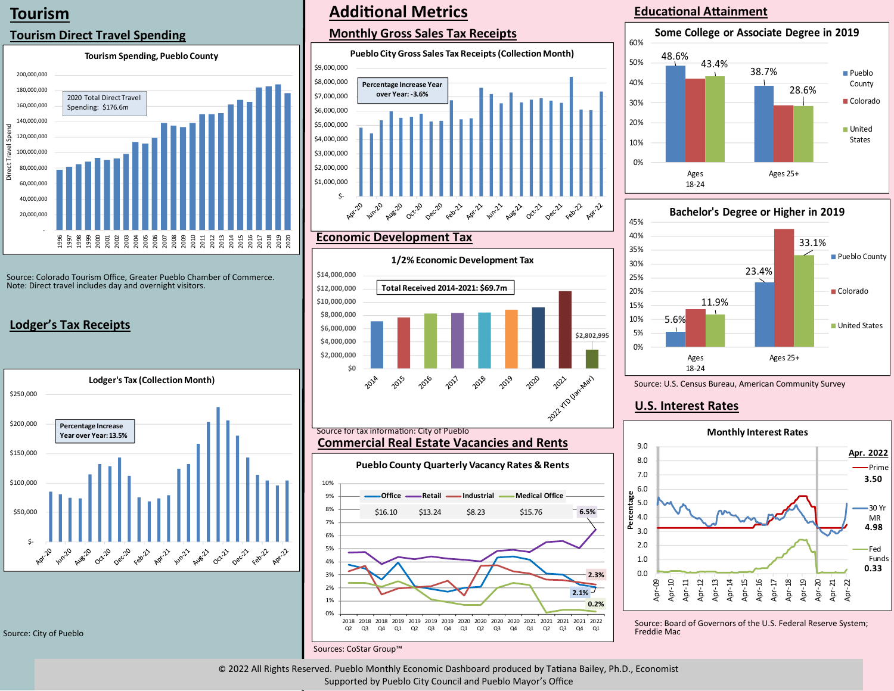# Tourism

## Tourism Direct Travel Spending

Tourism Spending, Pueblo County

2020 Total Direct Travel Spending: $176.6m

Direct Travel Spend

200,000,000
180,000,000
160,000,000
140,000,000
120,000,000
100,000,000
80,000,000
60,000,000
40,000,000
20,000,000
-

1996 1997 1998 1999 2000 2001 2002 2003 2004 2005 2006 2007 2008 2009 2010 2011 2012 2013 2014 2015 2016 2017 2018 2019 2020

Source: Colorado Tourism Office, Greater Pueblo Chamber of Commerce.
Note: Direct travel includes day and overnight visitors.

## Lodger's Tax Receipts

Lodger's Tax (Collection Month)

Percentage Increase Year over Year: 13.5%

$250,000
$200,000
$150,000
$100,000
$50,000
$-

Apr-20 Jun-20 Aug-20 Oct-20 Dec-20 Feb-21 Apr-21 Jun-21 Aug-21 Oct-21 Dec-21 Feb-22 Apr-22

Source: City of Pueblo

# Additional Metrics

## Monthly Gross Sales Tax Receipts

Pueblo City Gross Sales Tax Receipts (Collection Month)

Percentage Increase Year over Year: -3.6%

$9,000,000
$8,000,000
$7,000,000
$6,000,000
$5,000,000
$4,000,000
$3,000,000
$2,000,000
$1,000,000
$-

Apr-20 Jun-20 Aug-20 Oct-20 Dec-20 Feb-21 Apr-21 Jun-21 Aug-21 Oct-21 Dec-21 Feb-22 Apr-22

## Economic Development Tax

1/2% Economic Development Tax

Total Received 2014-2021: $69.7m

$14,000,000
$12,000,000
$10,000,000
$8,000,000
$6,000,000
$4,000,000
$2,000,000
$0

2014 2015 2016 2017 2018 2019 2020 2021 2022 YTD (Jan-Mar)

$2,802,995

Source for tax information: City of Pueblo

## Commercial Real Estate Vacancies and Rents

Pueblo County Quarterly Vacancy Rates & Rents

Office $16.10
Retail $13.24
Industrial $8.23
Medical Office $15.76

6.5%
2.3%
2.1%
0.2%

10%
9%
8%
7%
6%
5%
4%
3%
2%
1%
0%

2018 Q2, 2018 Q3, 2018 Q4, 2019 Q1, 2019 Q2, 2019 Q3, 2019 Q4, 2020 Q1, 2020 Q2, 2020 Q3, 2020 Q4, 2021 Q1, 2021 Q2, 2021 Q3, 2021 Q4, 2022 Q1

Sources: CoStar Group™

## Educational Attainment

Some College or Associate Degree in 2019

60%
50%
40%
30%
20%
10%
0%

48.6%
43.4%
38.7%
28.6%

Ages 18-24
Ages 25+

Pueblo County
Colorado
United States

Bachelor's Degree or Higher in 2019

45%
40%
35%
30%
25%
20%
15%
10%
5%
0%

5.6%
11.9%
23.4%
33.1%

Ages 18-24
Ages 25+

Pueblo County
Colorado
United States

Source: U.S. Census Bureau, American Community Survey

## U.S. Interest Rates

Monthly Interest Rates

Percentage

9.0
8.0
7.0
6.0
5.0
4.0
3.0
2.0
1.0
0.0

Apr-09 Apr-10 Apr-11 Apr-12 Apr-13 Apr-14 Apr-15 Apr-16 Apr-17 Apr-18 Apr-19 Apr-20 Apr-21 Apr-22

Apr. 2022
Prime 3.50
30 Yr MR 4.98
Fed Funds 0.33

Source: Board of Governors of the U.S. Federal Reserve System; Freddie Mac

© 2022 All Rights Reserved. Pueblo Monthly Economic Dashboard produced by Tatiana Bailey, Ph.D., Economist
Supported by Pueblo City Council and Pueblo Mayor's Office